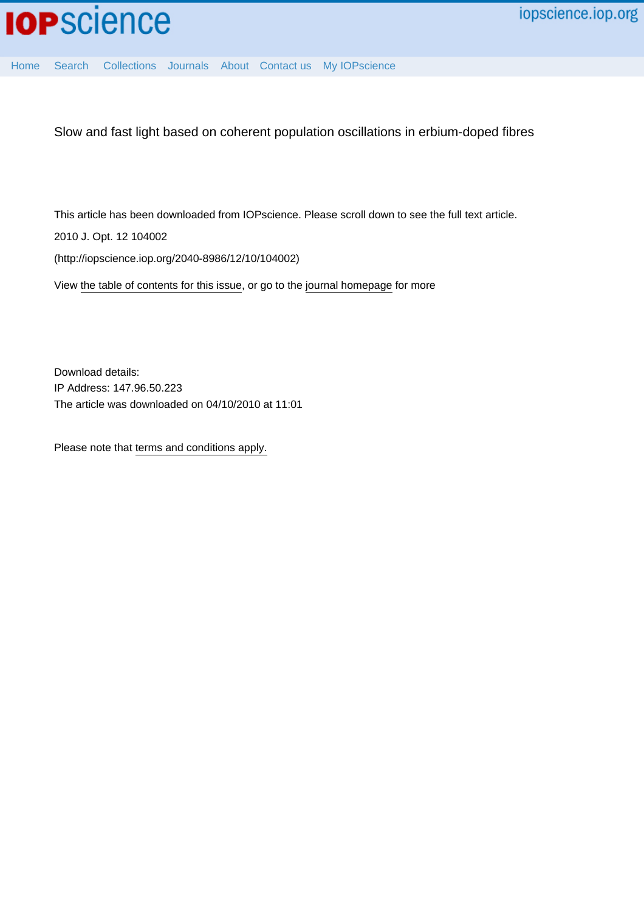iopscience.iop.org

Home Search Collections Journals About Contact us My IOPscience

# Slow and fast light based on coherent population oscillations in erbium-doped fibres

This article has been downloaded from IOPscience. Please scroll down to see the full text article.

2010 J. Opt. 12 104002

(http://iopscience.iop.org/2040-8986/12/10/104002)

View the table of contents for this issue, or go to the journal homepage for more

Download details:
IP Address: 147.96.50.223
The article was downloaded on 04/10/2010 at 11:01

Please note that terms and conditions apply.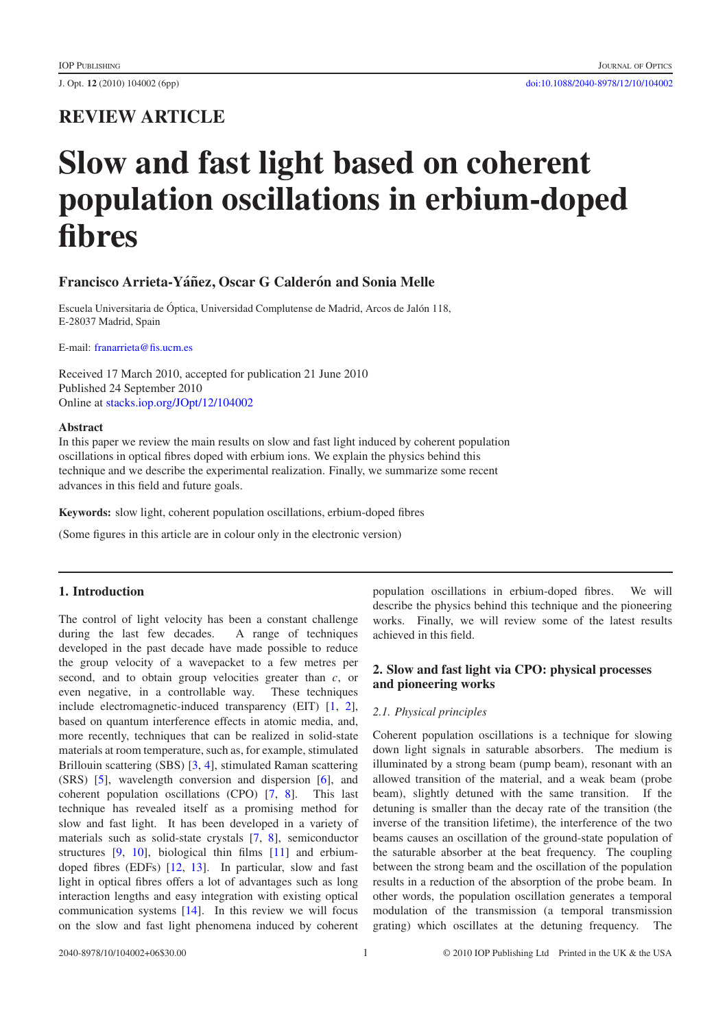# REVIEW ARTICLE

# Slow and fast light based on coherent population oscillations in erbium-doped fibres

**Francisco Arrieta-Yáñez, Oscar G Calderón and Sonia Melle**

Escuela Universitaria de Óptica, Universidad Complutense de Madrid, Arcos de Jalón 118, E-28037 Madrid, Spain

E-mail: franarrieta@fis.ucm.es

Received 17 March 2010, accepted for publication 21 June 2010
Published 24 September 2010
Online at stacks.iop.org/JOpt/12/104002

**Abstract**

In this paper we review the main results on slow and fast light induced by coherent population oscillations in optical fibres doped with erbium ions. We explain the physics behind this technique and we describe the experimental realization. Finally, we summarize some recent advances in this field and future goals.

**Keywords:** slow light, coherent population oscillations, erbium-doped fibres

(Some figures in this article are in colour only in the electronic version)

## 1. Introduction

The control of light velocity has been a constant challenge during the last few decades. A range of techniques developed in the past decade have made possible to reduce the group velocity of a wavepacket to a few metres per second, and to obtain group velocities greater than $c$, or even negative, in a controllable way. These techniques include electromagnetic-induced transparency (EIT) [1, 2], based on quantum interference effects in atomic media, and, more recently, techniques that can be realized in solid-state materials at room temperature, such as, for example, stimulated Brillouin scattering (SBS) [3, 4], stimulated Raman scattering (SRS) [5], wavelength conversion and dispersion [6], and coherent population oscillations (CPO) [7, 8]. This last technique has revealed itself as a promising method for slow and fast light. It has been developed in a variety of materials such as solid-state crystals [7, 8], semiconductor structures [9, 10], biological thin films [11] and erbium-doped fibres (EDFs) [12, 13]. In particular, slow and fast light in optical fibres offers a lot of advantages such as long interaction lengths and easy integration with existing optical communication systems [14]. In this review we will focus on the slow and fast light phenomena induced by coherent population oscillations in erbium-doped fibres. We will describe the physics behind this technique and the pioneering works. Finally, we will review some of the latest results achieved in this field.

## 2. Slow and fast light via CPO: physical processes and pioneering works

### 2.1. Physical principles

Coherent population oscillations is a technique for slowing down light signals in saturable absorbers. The medium is illuminated by a strong beam (pump beam), resonant with an allowed transition of the material, and a weak beam (probe beam), slightly detuned with the same transition. If the detuning is smaller than the decay rate of the transition (the inverse of the transition lifetime), the interference of the two beams causes an oscillation of the ground-state population of the saturable absorber at the beat frequency. The coupling between the strong beam and the oscillation of the population results in a reduction of the absorption of the probe beam. In other words, the population oscillation generates a temporal modulation of the transmission (a temporal transmission grating) which oscillates at the detuning frequency. The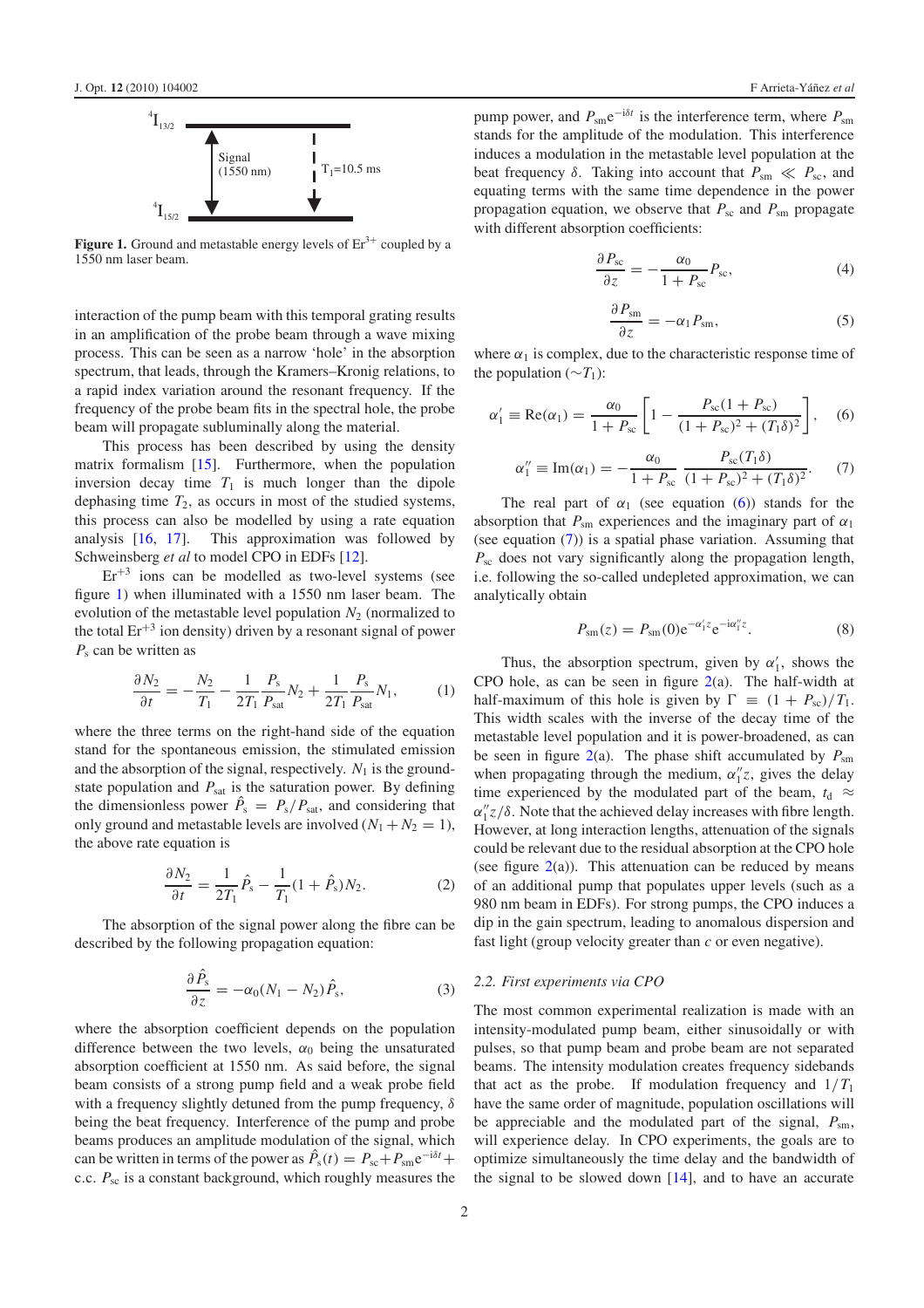Figure 1. Ground and metastable energy levels of $Er^{3+}$ coupled by a 1550 nm laser beam.

interaction of the pump beam with this temporal grating results in an amplification of the probe beam through a wave mixing process. This can be seen as a narrow 'hole' in the absorption spectrum, that leads, through the Kramers–Kronig relations, to a rapid index variation around the resonant frequency. If the frequency of the probe beam fits in the spectral hole, the probe beam will propagate subluminally along the material.

This process has been described by using the density matrix formalism [15]. Furthermore, when the population inversion decay time $T_1$ is much longer than the dipole dephasing time $T_2$, as occurs in most of the studied systems, this process can also be modelled by using a rate equation analysis [16, 17]. This approximation was followed by Schweinsberg *et al* to model CPO in EDFs [12].

$Er^{+3}$ ions can be modelled as two-level systems (see figure 1) when illuminated with a 1550 nm laser beam. The evolution of the metastable level population $N_2$ (normalized to the total $Er^{+3}$ ion density) driven by a resonant signal of power $P_s$ can be written as

$$\frac{\partial N_2}{\partial t} = -\frac{N_2}{T_1} - \frac{1}{2T_1}\frac{P_s}{P_{sat}}N_2 + \frac{1}{2T_1}\frac{P_s}{P_{sat}}N_1, \quad (1)$$

where the three terms on the right-hand side of the equation stand for the spontaneous emission, the stimulated emission and the absorption of the signal, respectively. $N_1$ is the ground-state population and $P_{sat}$ is the saturation power. By defining the dimensionless power $\hat{P}_s = P_s/P_{sat}$, and considering that only ground and metastable levels are involved ($N_1 + N_2 = 1$), the above rate equation is

$$\frac{\partial N_2}{\partial t} = \frac{1}{2T_1}\hat{P}_s - \frac{1}{T_1}(1 + \hat{P}_s)N_2. \quad (2)$$

The absorption of the signal power along the fibre can be described by the following propagation equation:

$$\frac{\partial \hat{P}_s}{\partial z} = -\alpha_0(N_1 - N_2)\hat{P}_s, \quad (3)$$

where the absorption coefficient depends on the population difference between the two levels, $\alpha_0$ being the unsaturated absorption coefficient at 1550 nm. As said before, the signal beam consists of a strong pump field and a weak probe field with a frequency slightly detuned from the pump frequency, $\delta$ being the beat frequency. Interference of the pump and probe beams produces an amplitude modulation of the signal, which can be written in terms of the power as $\hat{P}_s(t) = P_{sc} + P_{sm}e^{-i\delta t} +$ c.c. $P_{sc}$ is a constant background, which roughly measures the pump power, and $P_{sm}e^{-i\delta t}$ is the interference term, where $P_{sm}$ stands for the amplitude of the modulation. This interference induces a modulation in the metastable level population at the beat frequency $\delta$. Taking into account that $P_{sm} \ll P_{sc}$, and equating terms with the same time dependence in the power propagation equation, we observe that $P_{sc}$ and $P_{sm}$ propagate with different absorption coefficients:

$$\frac{\partial P_{sc}}{\partial z} = -\frac{\alpha_0}{1 + P_{sc}}P_{sc}, \quad (4)$$

$$\frac{\partial P_{sm}}{\partial z} = -\alpha_1 P_{sm}, \quad (5)$$

where $\alpha_1$ is complex, due to the characteristic response time of the population ($\sim T_1$):

$$\alpha_1' \equiv \mathrm{Re}(\alpha_1) = \frac{\alpha_0}{1 + P_{sc}}\left[1 - \frac{P_{sc}(1 + P_{sc})}{(1 + P_{sc})^2 + (T_1\delta)^2}\right], \quad (6)$$

$$\alpha_1'' \equiv \mathrm{Im}(\alpha_1) = -\frac{\alpha_0}{1 + P_{sc}}\,\frac{P_{sc}(T_1\delta)}{(1 + P_{sc})^2 + (T_1\delta)^2}. \quad (7)$$

The real part of $\alpha_1$ (see equation (6)) stands for the absorption that $P_{sm}$ experiences and the imaginary part of $\alpha_1$ (see equation (7)) is a spatial phase variation. Assuming that $P_{sc}$ does not vary significantly along the propagation length, i.e. following the so-called undepleted approximation, we can analytically obtain

$$P_{sm}(z) = P_{sm}(0)e^{-\alpha_1' z}e^{-i\alpha_1'' z}. \quad (8)$$

Thus, the absorption spectrum, given by $\alpha_1'$, shows the CPO hole, as can be seen in figure 2(a). The half-width at half-maximum of this hole is given by $\Gamma \equiv (1 + P_{sc})/T_1$. This width scales with the inverse of the decay time of the metastable level population and it is power-broadened, as can be seen in figure 2(a). The phase shift accumulated by $P_{sm}$ when propagating through the medium, $\alpha_1'' z$, gives the delay time experienced by the modulated part of the beam, $t_d \approx \alpha_1'' z/\delta$. Note that the achieved delay increases with fibre length. However, at long interaction lengths, attenuation of the signals could be relevant due to the residual absorption at the CPO hole (see figure 2(a)). This attenuation can be reduced by means of an additional pump that populates upper levels (such as a 980 nm beam in EDFs). For strong pumps, the CPO induces a dip in the gain spectrum, leading to anomalous dispersion and fast light (group velocity greater than $c$ or even negative).

### 2.2. First experiments via CPO

The most common experimental realization is made with an intensity-modulated pump beam, either sinusoidally or with pulses, so that pump beam and probe beam are not separated beams. The intensity modulation creates frequency sidebands that act as the probe. If modulation frequency and $1/T_1$ have the same order of magnitude, population oscillations will be appreciable and the modulated part of the signal, $P_{sm}$, will experience delay. In CPO experiments, the goals are to optimize simultaneously the time delay and the bandwidth of the signal to be slowed down [14], and to have an accurate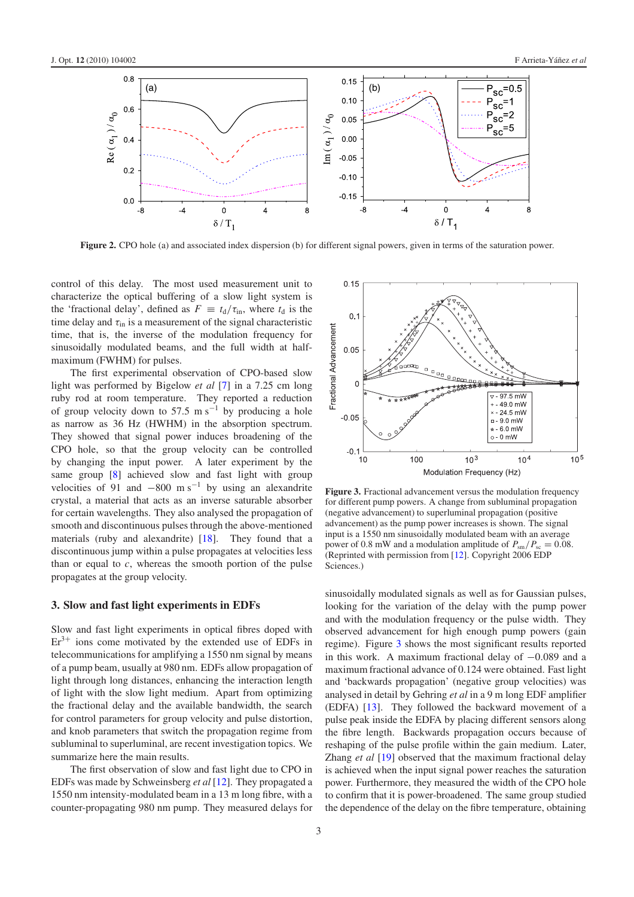**Figure 2.** CPO hole (a) and associated index dispersion (b) for different signal powers, given in terms of the saturation power.

control of this delay. The most used measurement unit to characterize the optical buffering of a slow light system is the 'fractional delay', defined as $F \equiv t_d/\tau_{in}$, where $t_d$ is the time delay and $\tau_{in}$ is a measurement of the signal characteristic time, that is, the inverse of the modulation frequency for sinusoidally modulated beams, and the full width at half-maximum (FWHM) for pulses.

The first experimental observation of CPO-based slow light was performed by Bigelow *et al* [7] in a 7.25 cm long ruby rod at room temperature. They reported a reduction of group velocity down to 57.5 m s$^{-1}$ by producing a hole as narrow as 36 Hz (HWHM) in the absorption spectrum. They showed that signal power induces broadening of the CPO hole, so that the group velocity can be controlled by changing the input power. A later experiment by the same group [8] achieved slow and fast light with group velocities of 91 and $-800$ m s$^{-1}$ by using an alexandrite crystal, a material that acts as an inverse saturable absorber for certain wavelengths. They also analysed the propagation of smooth and discontinuous pulses through the above-mentioned materials (ruby and alexandrite) [18]. They found that a discontinuous jump within a pulse propagates at velocities less than or equal to $c$, whereas the smooth portion of the pulse propagates at the group velocity.

## 3. Slow and fast light experiments in EDFs

Slow and fast light experiments in optical fibres doped with $Er^{3+}$ ions come motivated by the extended use of EDFs in telecommunications for amplifying a 1550 nm signal by means of a pump beam, usually at 980 nm. EDFs allow propagation of light through long distances, enhancing the interaction length of light with the slow light medium. Apart from optimizing the fractional delay and the available bandwidth, the search for control parameters for group velocity and pulse distortion, and knob parameters that switch the propagation regime from subluminal to superluminal, are recent investigation topics. We summarize here the main results.

The first observation of slow and fast light due to CPO in EDFs was made by Schweinsberg *et al* [12]. They propagated a 1550 nm intensity-modulated beam in a 13 m long fibre, with a counter-propagating 980 nm pump. They measured delays for sinusoidally modulated signals as well as for Gaussian pulses, looking for the variation of the delay with the pump power and with the modulation frequency or the pulse width. They observed advancement for high enough pump powers (gain regime). Figure 3 shows the most significant results reported in this work. A maximum fractional delay of $-0.089$ and a maximum fractional advance of 0.124 were obtained. Fast light and 'backwards propagation' (negative group velocities) was analysed in detail by Gehring *et al* in a 9 m long EDF amplifier (EDFA) [13]. They followed the backward movement of a pulse peak inside the EDFA by placing different sensors along the fibre length. Backwards propagation occurs because of reshaping of the pulse profile within the gain medium. Later, Zhang *et al* [19] observed that the maximum fractional delay is achieved when the input signal power reaches the saturation power. Furthermore, they measured the width of the CPO hole to confirm that it is power-broadened. The same group studied the dependence of the delay on the fibre temperature, obtaining

**Figure 3.** Fractional advancement versus the modulation frequency for different pump powers. A change from subluminal propagation (negative advancement) to superluminal propagation (positive advancement) as the pump power increases is shown. The signal input is a 1550 nm sinusoidally modulated beam with an average power of 0.8 mW and a modulation amplitude of $P_{sm}/P_{sc} = 0.08$. (Reprinted with permission from [12]. Copyright 2006 EDP Sciences.)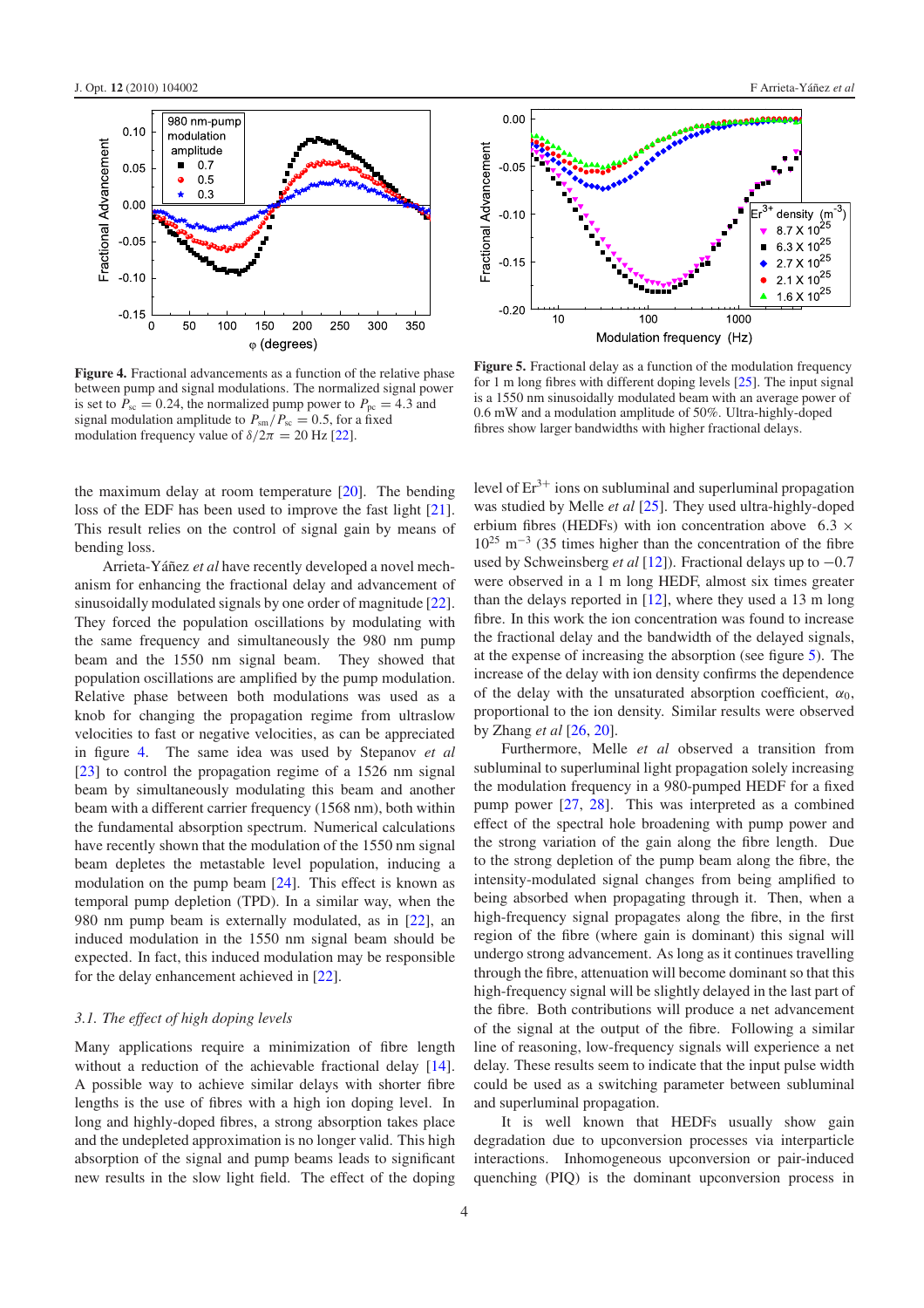**Figure 4.** Fractional advancements as a function of the relative phase between pump and signal modulations. The normalized signal power is set to $P_{sc} = 0.24$, the normalized pump power to $P_{pc} = 4.3$ and signal modulation amplitude to $P_{sm}/P_{sc} = 0.5$, for a fixed modulation frequency value of $\delta/2\pi = 20$ Hz [22].

**Figure 5.** Fractional delay as a function of the modulation frequency for 1 m long fibres with different doping levels [25]. The input signal is a 1550 nm sinusoidally modulated beam with an average power of 0.6 mW and a modulation amplitude of 50%. Ultra-highly-doped fibres show larger bandwidths with higher fractional delays.

the maximum delay at room temperature [20]. The bending loss of the EDF has been used to improve the fast light [21]. This result relies on the control of signal gain by means of bending loss.

Arrieta-Yáñez *et al* have recently developed a novel mechanism for enhancing the fractional delay and advancement of sinusoidally modulated signals by one order of magnitude [22]. They forced the population oscillations by modulating with the same frequency and simultaneously the 980 nm pump beam and the 1550 nm signal beam. They showed that population oscillations are amplified by the pump modulation. Relative phase between both modulations was used as a knob for changing the propagation regime from ultraslow velocities to fast or negative velocities, as can be appreciated in figure 4. The same idea was used by Stepanov *et al* [23] to control the propagation regime of a 1526 nm signal beam by simultaneously modulating this beam and another beam with a different carrier frequency (1568 nm), both within the fundamental absorption spectrum. Numerical calculations have recently shown that the modulation of the 1550 nm signal beam depletes the metastable level population, inducing a modulation on the pump beam [24]. This effect is known as temporal pump depletion (TPD). In a similar way, when the 980 nm pump beam is externally modulated, as in [22], an induced modulation in the 1550 nm signal beam should be expected. In fact, this induced modulation may be responsible for the delay enhancement achieved in [22].

### *3.1. The effect of high doping levels*

Many applications require a minimization of fibre length without a reduction of the achievable fractional delay [14]. A possible way to achieve similar delays with shorter fibre lengths is the use of fibres with a high ion doping level. In long and highly-doped fibres, a strong absorption takes place and the undepleted approximation is no longer valid. This high absorption of the signal and pump beams leads to significant new results in the slow light field. The effect of the doping level of $Er^{3+}$ ions on subluminal and superluminal propagation was studied by Melle *et al* [25]. They used ultra-highly-doped erbium fibres (HEDFs) with ion concentration above $6.3 \times 10^{25}$ m$^{-3}$ (35 times higher than the concentration of the fibre used by Schweinsberg *et al* [12]). Fractional delays up to $-0.7$ were observed in a 1 m long HEDF, almost six times greater than the delays reported in [12], where they used a 13 m long fibre. In this work the ion concentration was found to increase the fractional delay and the bandwidth of the delayed signals, at the expense of increasing the absorption (see figure 5). The increase of the delay with ion density confirms the dependence of the delay with the unsaturated absorption coefficient, $\alpha_0$, proportional to the ion density. Similar results were observed by Zhang *et al* [26, 20].

Furthermore, Melle *et al* observed a transition from subluminal to superluminal light propagation solely increasing the modulation frequency in a 980-pumped HEDF for a fixed pump power [27, 28]. This was interpreted as a combined effect of the spectral hole broadening with pump power and the strong variation of the gain along the fibre length. Due to the strong depletion of the pump beam along the fibre, the intensity-modulated signal changes from being amplified to being absorbed when propagating through it. Then, when a high-frequency signal propagates along the fibre, in the first region of the fibre (where gain is dominant) this signal will undergo strong advancement. As long as it continues travelling through the fibre, attenuation will become dominant so that this high-frequency signal will be slightly delayed in the last part of the fibre. Both contributions will produce a net advancement of the signal at the output of the fibre. Following a similar line of reasoning, low-frequency signals will experience a net delay. These results seem to indicate that the input pulse width could be used as a switching parameter between subluminal and superluminal propagation.

It is well known that HEDFs usually show gain degradation due to upconversion processes via interparticle interactions. Inhomogeneous upconversion or pair-induced quenching (PIQ) is the dominant upconversion process in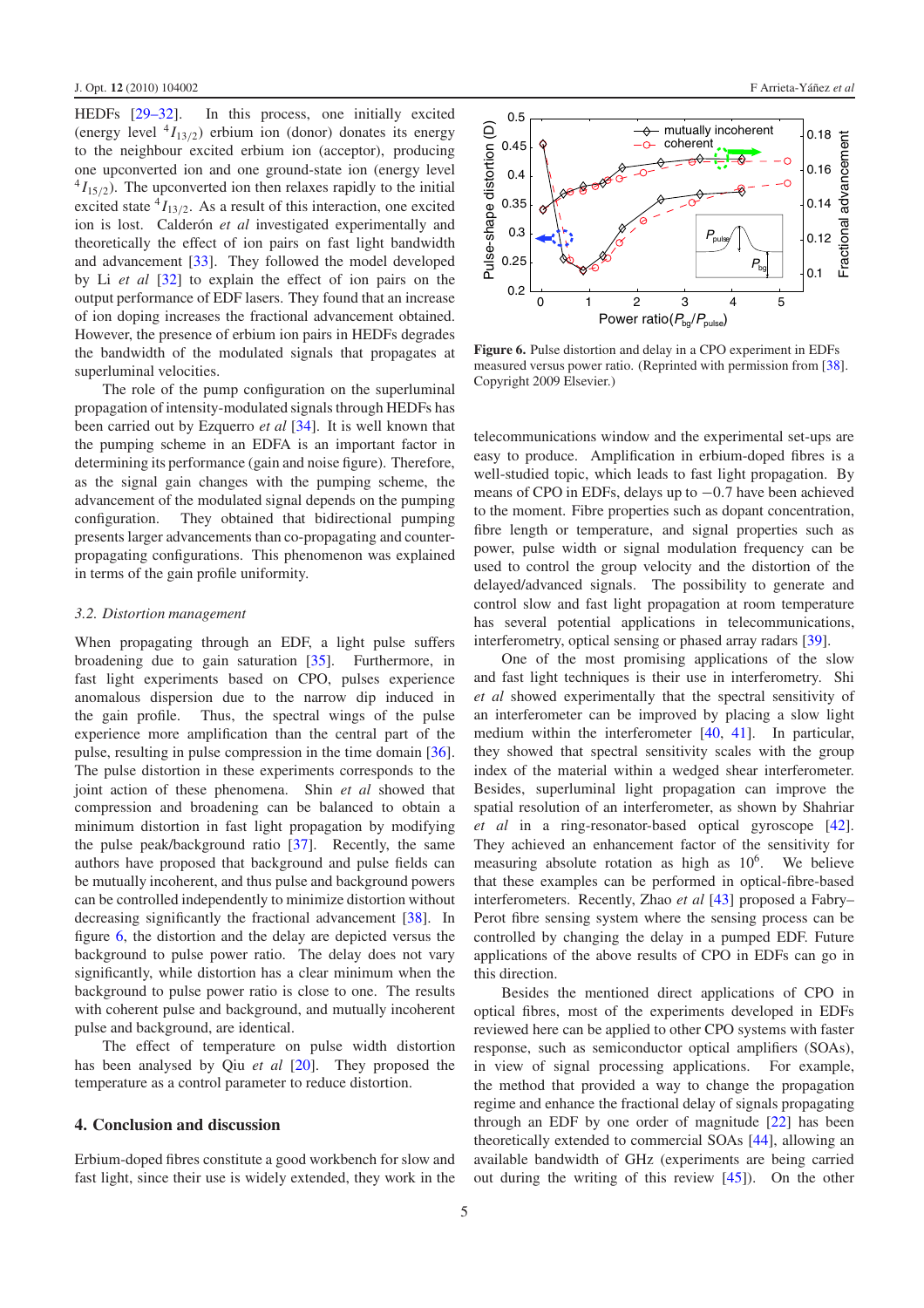HEDFs [29–32]. In this process, one initially excited (energy level $^4I_{13/2}$) erbium ion (donor) donates its energy to the neighbour excited erbium ion (acceptor), producing one upconverted ion and one ground-state ion (energy level $^4I_{15/2}$). The upconverted ion then relaxes rapidly to the initial excited state $^4I_{13/2}$. As a result of this interaction, one excited ion is lost. Calderón *et al* investigated experimentally and theoretically the effect of ion pairs on fast light bandwidth and advancement [33]. They followed the model developed by Li *et al* [32] to explain the effect of ion pairs on the output performance of EDF lasers. They found that an increase of ion doping increases the fractional advancement obtained. However, the presence of erbium ion pairs in HEDFs degrades the bandwidth of the modulated signals that propagates at superluminal velocities.

The role of the pump configuration on the superluminal propagation of intensity-modulated signals through HEDFs has been carried out by Ezquerro *et al* [34]. It is well known that the pumping scheme in an EDFA is an important factor in determining its performance (gain and noise figure). Therefore, as the signal gain changes with the pumping scheme, the advancement of the modulated signal depends on the pumping configuration. They obtained that bidirectional pumping presents larger advancements than co-propagating and counter-propagating configurations. This phenomenon was explained in terms of the gain profile uniformity.

### 3.2. Distortion management

When propagating through an EDF, a light pulse suffers broadening due to gain saturation [35]. Furthermore, in fast light experiments based on CPO, pulses experience anomalous dispersion due to the narrow dip induced in the gain profile. Thus, the spectral wings of the pulse experience more amplification than the central part of the pulse, resulting in pulse compression in the time domain [36]. The pulse distortion in these experiments corresponds to the joint action of these phenomena. Shin *et al* showed that compression and broadening can be balanced to obtain a minimum distortion in fast light propagation by modifying the pulse peak/background ratio [37]. Recently, the same authors have proposed that background and pulse fields can be mutually incoherent, and thus pulse and background powers can be controlled independently to minimize distortion without decreasing significantly the fractional advancement [38]. In figure 6, the distortion and the delay are depicted versus the background to pulse power ratio. The delay does not vary significantly, while distortion has a clear minimum when the background to pulse power ratio is close to one. The results with coherent pulse and background, and mutually incoherent pulse and background, are identical.

The effect of temperature on pulse width distortion has been analysed by Qiu *et al* [20]. They proposed the temperature as a control parameter to reduce distortion.

**Figure 6.** Pulse distortion and delay in a CPO experiment in EDFs measured versus power ratio. (Reprinted with permission from [38]. Copyright 2009 Elsevier.)

## 4. Conclusion and discussion

Erbium-doped fibres constitute a good workbench for slow and fast light, since their use is widely extended, they work in the telecommunications window and the experimental set-ups are easy to produce. Amplification in erbium-doped fibres is a well-studied topic, which leads to fast light propagation. By means of CPO in EDFs, delays up to −0.7 have been achieved to the moment. Fibre properties such as dopant concentration, fibre length or temperature, and signal properties such as power, pulse width or signal modulation frequency can be used to control the group velocity and the distortion of the delayed/advanced signals. The possibility to generate and control slow and fast light propagation at room temperature has several potential applications in telecommunications, interferometry, optical sensing or phased array radars [39].

One of the most promising applications of the slow and fast light techniques is their use in interferometry. Shi *et al* showed experimentally that the spectral sensitivity of an interferometer can be improved by placing a slow light medium within the interferometer [40, 41]. In particular, they showed that spectral sensitivity scales with the group index of the material within a wedged shear interferometer. Besides, superluminal light propagation can improve the spatial resolution of an interferometer, as shown by Shahriar *et al* in a ring-resonator-based optical gyroscope [42]. They achieved an enhancement factor of the sensitivity for measuring absolute rotation as high as $10^6$. We believe that these examples can be performed in optical-fibre-based interferometers. Recently, Zhao *et al* [43] proposed a Fabry–Perot fibre sensing system where the sensing process can be controlled by changing the delay in a pumped EDF. Future applications of the above results of CPO in EDFs can go in this direction.

Besides the mentioned direct applications of CPO in optical fibres, most of the experiments developed in EDFs reviewed here can be applied to other CPO systems with faster response, such as semiconductor optical amplifiers (SOAs), in view of signal processing applications. For example, the method that provided a way to change the propagation regime and enhance the fractional delay of signals propagating through an EDF by one order of magnitude [22] has been theoretically extended to commercial SOAs [44], allowing an available bandwidth of GHz (experiments are being carried out during the writing of this review [45]). On the other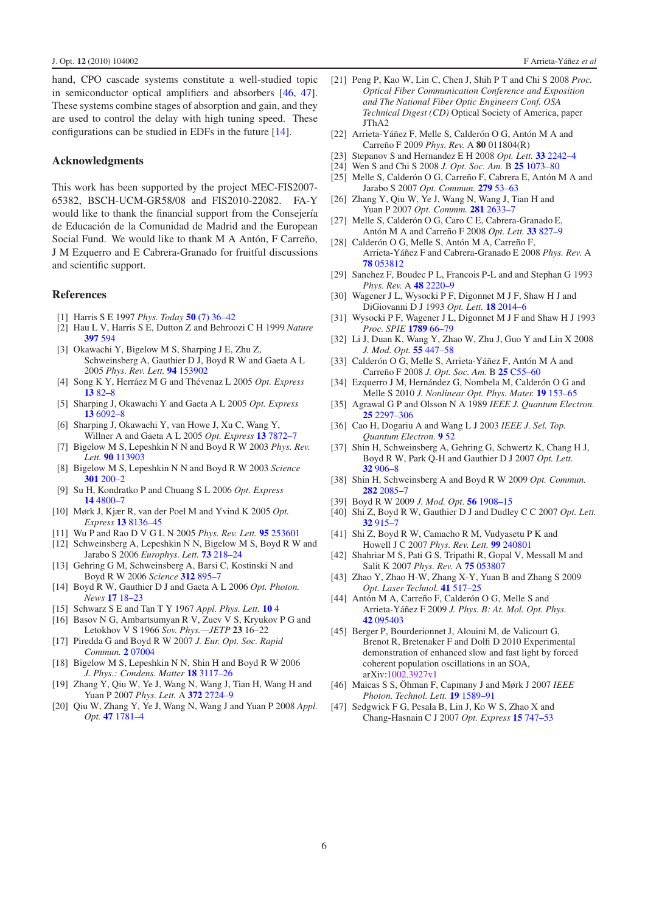hand, CPO cascade systems constitute a well-studied topic in semiconductor optical amplifiers and absorbers [46, 47]. These systems combine stages of absorption and gain, and they are used to control the delay with high tuning speed. These configurations can be studied in EDFs in the future [14].

## Acknowledgments

This work has been supported by the project MEC-FIS2007-65382, BSCH-UCM-GR58/08 and FIS2010-22082. FA-Y would like to thank the financial support from the Consejería de Educación de la Comunidad de Madrid and the European Social Fund. We would like to thank M A Antón, F Carreño, J M Ezquerro and E Cabrera-Granado for fruitful discussions and scientific support.

## References

[1] Harris S E 1997 *Phys. Today* **50** (7) 36–42

[2] Hau L V, Harris S E, Dutton Z and Behroozi C H 1999 *Nature* **397** 594

[3] Okawachi Y, Bigelow M S, Sharping J E, Zhu Z, Schweinsberg A, Gauthier D J, Boyd R W and Gaeta A L 2005 *Phys. Rev. Lett.* **94** 153902

[4] Song K Y, Herráez M G and Thévenaz L 2005 *Opt. Express* **13** 82–8

[5] Sharping J, Okawachi Y and Gaeta A L 2005 *Opt. Express* **13** 6092–8

[6] Sharping J, Okawachi Y, van Howe J, Xu C, Wang Y, Willner A and Gaeta A L 2005 *Opt. Express* **13** 7872–7

[7] Bigelow M S, Lepeshkin N N and Boyd R W 2003 *Phys. Rev. Lett.* **90** 113903

[8] Bigelow M S, Lepeshkin N N and Boyd R W 2003 *Science* **301** 200–2

[9] Su H, Kondratko P and Chuang S L 2006 *Opt. Express* **14** 4800–7

[10] Mørk J, Kjær R, van der Poel M and Yvind K 2005 *Opt. Express* **13** 8136–45

[11] Wu P and Rao D V G L N 2005 *Phys. Rev. Lett.* **95** 253601

[12] Schweinsberg A, Lepeshkin N N, Bigelow M S, Boyd R W and Jarabo S 2006 *Europhys. Lett.* **73** 218–24

[13] Gehring G M, Schweinsberg A, Barsi C, Kostinski N and Boyd R W 2006 *Science* **312** 895–7

[14] Boyd R W, Gauthier D J and Gaeta A L 2006 *Opt. Photon. News* **17** 18–23

[15] Schwarz S E and Tan T Y 1967 *Appl. Phys. Lett.* **10** 4

[16] Basov N G, Ambartsumyan R V, Zuev V S, Kryukov P G and Letokhov V S 1966 *Sov. Phys.—JETP* **23** 16–22

[17] Piredda G and Boyd R W 2007 *J. Eur. Opt. Soc. Rapid Commun.* **2** 07004

[18] Bigelow M S, Lepeshkin N N, Shin H and Boyd R W 2006 *J. Phys.: Condens. Matter* **18** 3117–26

[19] Zhang Y, Qiu W, Ye J, Wang N, Wang J, Tian H, Wang H and Yuan P 2007 *Phys. Lett.* A **372** 2724–9

[20] Qiu W, Zhang Y, Ye J, Wang N, Wang J and Yuan P 2008 *Appl. Opt.* **47** 1781–4

[21] Peng P, Kao W, Lin C, Chen J, Shih P T and Chi S 2008 *Proc. Optical Fiber Communication Conference and Exposition and The National Fiber Optic Engineers Conf. OSA Technical Digest (CD)* Optical Society of America, paper JThA2

[22] Arrieta-Yáñez F, Melle S, Calderón O G, Antón M A and Carreño F 2009 *Phys. Rev.* A **80** 011804(R)

[23] Stepanov S and Hernandez E H 2008 *Opt. Lett.* **33** 2242–4

[24] Wen S and Chi S 2008 *J. Opt. Soc. Am.* B **25** 1073–80

[25] Melle S, Calderón O G, Carreño F, Cabrera E, Antón M A and Jarabo S 2007 *Opt. Commun.* **279** 53–63

[26] Zhang Y, Qiu W, Ye J, Wang N, Wang J, Tian H and Yuan P 2007 *Opt. Comm.* **281** 2633–7

[27] Melle S, Calderón O G, Caro C E, Cabrera-Granado E, Antón M A and Carreño F 2008 *Opt. Lett.* **33** 827–9

[28] Calderón O G, Melle S, Antón M A, Carreño F, Arrieta-Yáñez F and Cabrera-Granado E 2008 *Phys. Rev.* A **78** 053812

[29] Sanchez F, Boudec P L, Francois P-L and and Stephan G 1993 *Phys. Rev.* A **48** 2220–9

[30] Wagener J L, Wysocki P F, Digonnet M J F, Shaw H J and DiGiovanni D J 1993 *Opt. Lett.* **18** 2014–6

[31] Wysocki P F, Wagener J L, Digonnet M J F and Shaw H J 1993 *Proc. SPIE* **1789** 66–79

[32] Li J, Duan K, Wang Y, Zhao W, Zhu J, Guo Y and Lin X 2008 *J. Mod. Opt.* **55** 447–58

[33] Calderón O G, Melle S, Arrieta-Yáñez F, Antón M A and Carreño F 2008 *J. Opt. Soc. Am.* B **25** C55–60

[34] Ezquerro J M, Hernández G, Nombela M, Calderón O G and Melle S 2010 *J. Nonlinear Opt. Phys. Mater.* **19** 153–65

[35] Agrawal G P and Olsson N A 1989 *IEEE J. Quantum Electron.* **25** 2297–306

[36] Cao H, Dogariu A and Wang L J 2003 *IEEE J. Sel. Top. Quantum Electron.* **9** 52

[37] Shin H, Schweinsberg A, Gehring G, Schwertz K, Chang H J, Boyd R W, Park Q-H and Gauthier D J 2007 *Opt. Lett.* **32** 906–8

[38] Shin H, Schweinsberg A and Boyd R W 2009 *Opt. Commun.* **282** 2085–7

[39] Boyd R W 2009 *J. Mod. Opt.* **56** 1908–15

[40] Shi Z, Boyd R W, Gauthier D J and Dudley C C 2007 *Opt. Lett.* **32** 915–7

[41] Shi Z, Boyd R W, Camacho R M, Vudyasetu P K and Howell J C 2007 *Phys. Rev. Lett.* **99** 240801

[42] Shahriar M S, Pati G S, Tripathi R, Gopal V, Messall M and Salit K 2007 *Phys. Rev.* A **75** 053807

[43] Zhao Y, Zhao H-W, Zhang X-Y, Yuan B and Zhang S 2009 *Opt. Laser Technol.* **41** 517–25

[44] Antón M A, Carreño F, Calderón O G, Melle S and Arrieta-Yáñez F 2009 *J. Phys. B: At. Mol. Opt. Phys.* **42** 095403

[45] Berger P, Bourderionnet J, Alouini M, de Valicourt G, Brenot R, Bretenaker F and Dolfi D 2010 Experimental demonstration of enhanced slow and fast light by forced coherent population oscillations in an SOA, arXiv:1002.3927v1

[46] Maicas S S, Öhman F, Capmany J and Mørk J 2007 *IEEE Photon. Technol. Lett.* **19** 1589–91

[47] Sedgwick F G, Pesala B, Lin J, Ko W S, Zhao X and Chang-Hasnain C J 2007 *Opt. Express* **15** 747–53